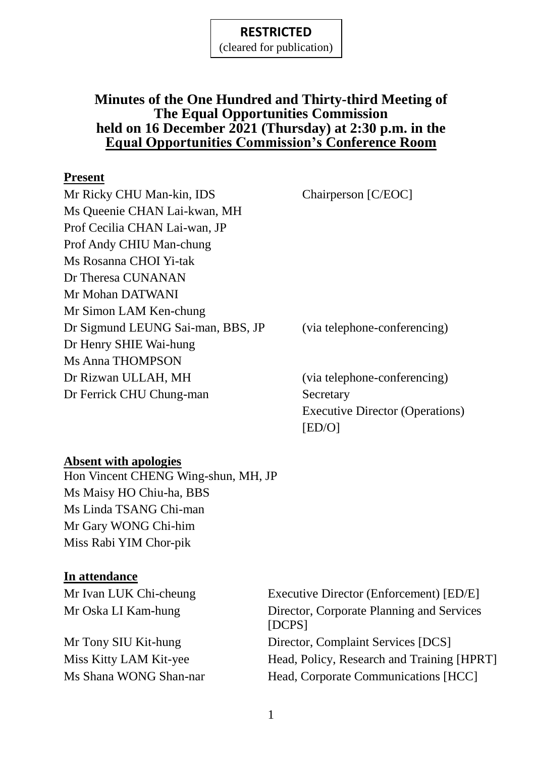**RESTRICTED**
(cleared for publication)

# Minutes of the One Hundred and Thirty-third Meeting of The Equal Opportunities Commission held on 16 December 2021 (Thursday) at 2:30 p.m. in the Equal Opportunities Commission's Conference Room

**Present**

| | |
|---|---|
| Mr Ricky CHU Man-kin, IDS | Chairperson [C/EOC] |
| Ms Queenie CHAN Lai-kwan, MH | |
| Prof Cecilia CHAN Lai-wan, JP | |
| Prof Andy CHIU Man-chung | |
| Ms Rosanna CHOI Yi-tak | |
| Dr Theresa CUNANAN | |
| Mr Mohan DATWANI | |
| Mr Simon LAM Ken-chung | |
| Dr Sigmund LEUNG Sai-man, BBS, JP | (via telephone-conferencing) |
| Dr Henry SHIE Wai-hung | |
| Ms Anna THOMPSON | |
| Dr Rizwan ULLAH, MH | (via telephone-conferencing) |
| Dr Ferrick CHU Chung-man | Secretary<br>Executive Director (Operations) [ED/O] |

**Absent with apologies**

Hon Vincent CHENG Wing-shun, MH, JP
Ms Maisy HO Chiu-ha, BBS
Ms Linda TSANG Chi-man
Mr Gary WONG Chi-him
Miss Rabi YIM Chor-pik

**In attendance**

| | |
|---|---|
| Mr Ivan LUK Chi-cheung | Executive Director (Enforcement) [ED/E] |
| Mr Oska LI Kam-hung | Director, Corporate Planning and Services [DCPS] |
| Mr Tony SIU Kit-hung | Director, Complaint Services [DCS] |
| Miss Kitty LAM Kit-yee | Head, Policy, Research and Training [HPRT] |
| Ms Shana WONG Shan-nar | Head, Corporate Communications [HCC] |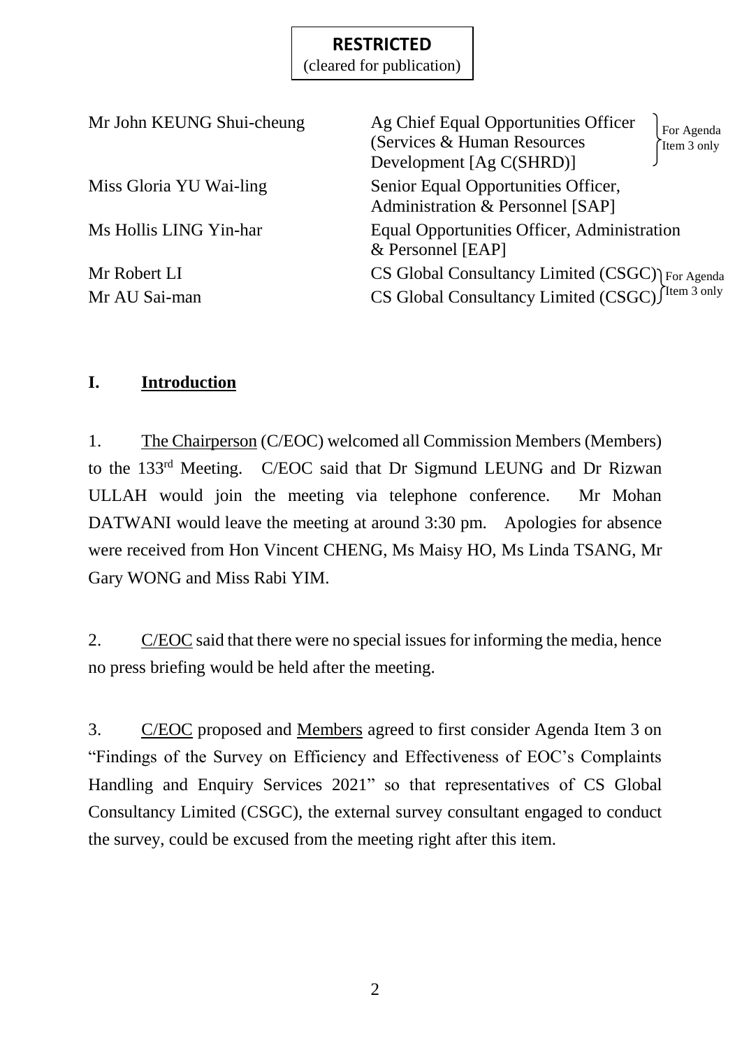**RESTRICTED**
(cleared for publication)

| | | |
|---|---|---|
| Mr John KEUNG Shui-cheung | Ag Chief Equal Opportunities Officer (Services & Human Resources Development [Ag C(SHRD)] | For Agenda Item 3 only |
| Miss Gloria YU Wai-ling | Senior Equal Opportunities Officer, Administration & Personnel [SAP] | |
| Ms Hollis LING Yin-har | Equal Opportunities Officer, Administration & Personnel [EAP] | |
| Mr Robert LI | CS Global Consultancy Limited (CSGC) | For Agenda Item 3 only |
| Mr AU Sai-man | CS Global Consultancy Limited (CSGC) | For Agenda Item 3 only |

## I. Introduction

1. The Chairperson (C/EOC) welcomed all Commission Members (Members) to the 133rd Meeting. C/EOC said that Dr Sigmund LEUNG and Dr Rizwan ULLAH would join the meeting via telephone conference. Mr Mohan DATWANI would leave the meeting at around 3:30 pm. Apologies for absence were received from Hon Vincent CHENG, Ms Maisy HO, Ms Linda TSANG, Mr Gary WONG and Miss Rabi YIM.

2. C/EOC said that there were no special issues for informing the media, hence no press briefing would be held after the meeting.

3. C/EOC proposed and Members agreed to first consider Agenda Item 3 on "Findings of the Survey on Efficiency and Effectiveness of EOC's Complaints Handling and Enquiry Services 2021" so that representatives of CS Global Consultancy Limited (CSGC), the external survey consultant engaged to conduct the survey, could be excused from the meeting right after this item.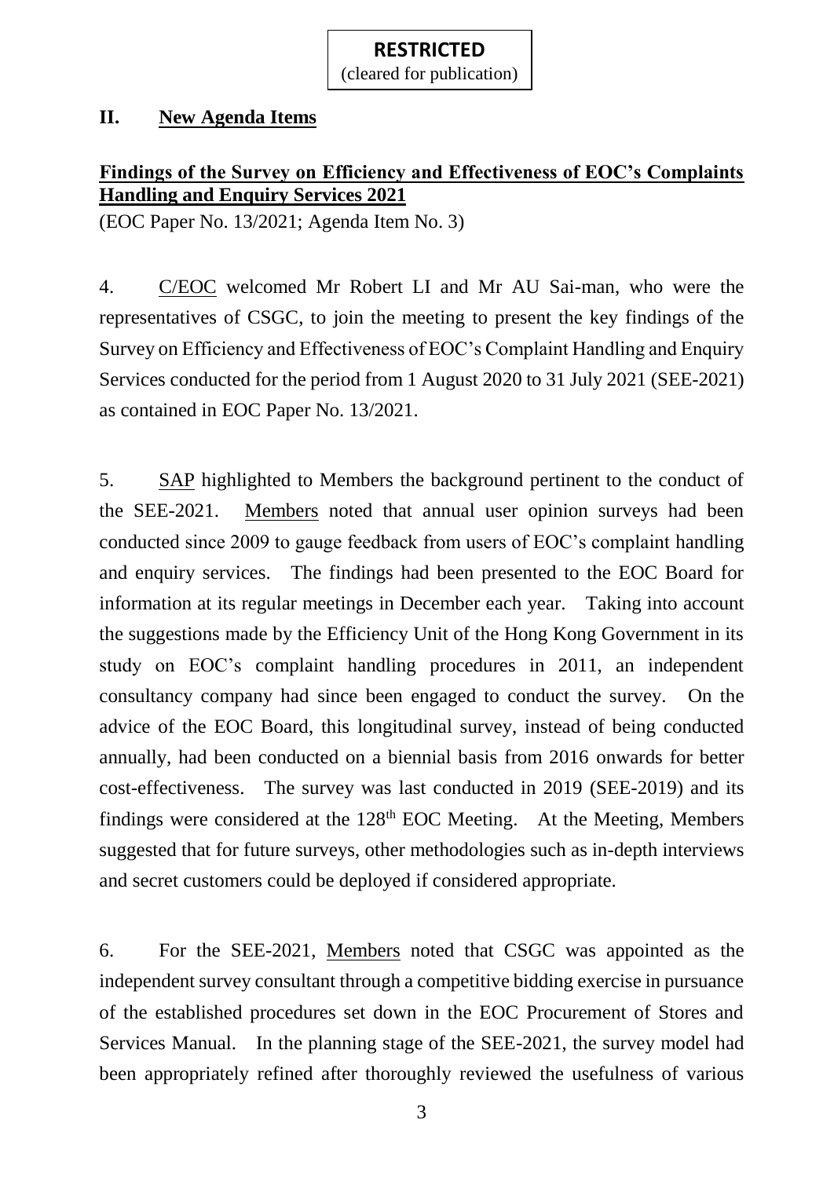**RESTRICTED**
(cleared for publication)

## II. New Agenda Items

### Findings of the Survey on Efficiency and Effectiveness of EOC's Complaints Handling and Enquiry Services 2021

(EOC Paper No. 13/2021; Agenda Item No. 3)

4. C/EOC welcomed Mr Robert LI and Mr AU Sai-man, who were the representatives of CSGC, to join the meeting to present the key findings of the Survey on Efficiency and Effectiveness of EOC's Complaint Handling and Enquiry Services conducted for the period from 1 August 2020 to 31 July 2021 (SEE-2021) as contained in EOC Paper No. 13/2021.

5. SAP highlighted to Members the background pertinent to the conduct of the SEE-2021. Members noted that annual user opinion surveys had been conducted since 2009 to gauge feedback from users of EOC's complaint handling and enquiry services. The findings had been presented to the EOC Board for information at its regular meetings in December each year. Taking into account the suggestions made by the Efficiency Unit of the Hong Kong Government in its study on EOC's complaint handling procedures in 2011, an independent consultancy company had since been engaged to conduct the survey. On the advice of the EOC Board, this longitudinal survey, instead of being conducted annually, had been conducted on a biennial basis from 2016 onwards for better cost-effectiveness. The survey was last conducted in 2019 (SEE-2019) and its findings were considered at the 128th EOC Meeting. At the Meeting, Members suggested that for future surveys, other methodologies such as in-depth interviews and secret customers could be deployed if considered appropriate.

6. For the SEE-2021, Members noted that CSGC was appointed as the independent survey consultant through a competitive bidding exercise in pursuance of the established procedures set down in the EOC Procurement of Stores and Services Manual. In the planning stage of the SEE-2021, the survey model had been appropriately refined after thoroughly reviewed the usefulness of various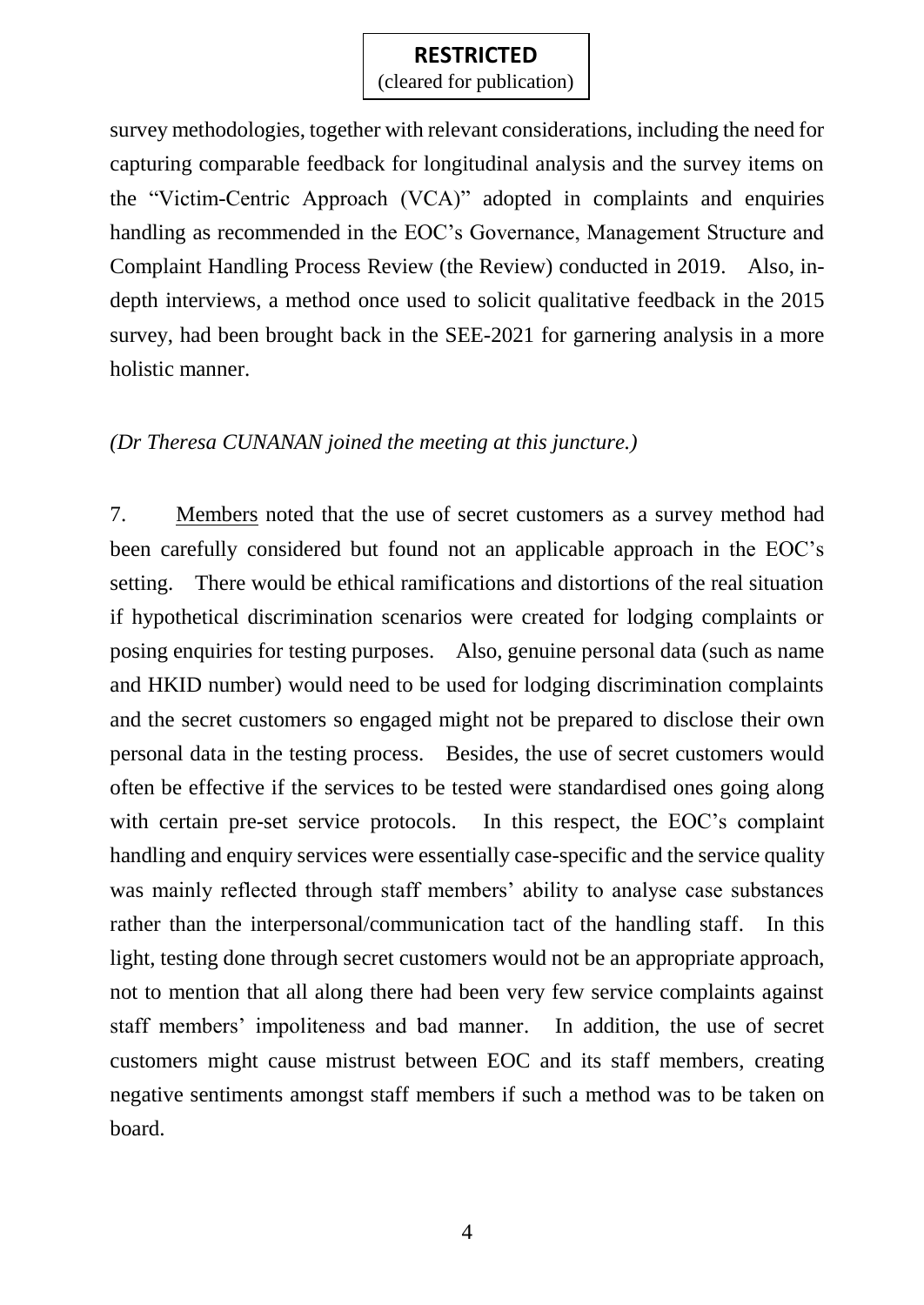survey methodologies, together with relevant considerations, including the need for capturing comparable feedback for longitudinal analysis and the survey items on the "Victim-Centric Approach (VCA)" adopted in complaints and enquiries handling as recommended in the EOC's Governance, Management Structure and Complaint Handling Process Review (the Review) conducted in 2019. Also, in-depth interviews, a method once used to solicit qualitative feedback in the 2015 survey, had been brought back in the SEE-2021 for garnering analysis in a more holistic manner.

*(Dr Theresa CUNANAN joined the meeting at this juncture.)*

7. Members noted that the use of secret customers as a survey method had been carefully considered but found not an applicable approach in the EOC's setting. There would be ethical ramifications and distortions of the real situation if hypothetical discrimination scenarios were created for lodging complaints or posing enquiries for testing purposes. Also, genuine personal data (such as name and HKID number) would need to be used for lodging discrimination complaints and the secret customers so engaged might not be prepared to disclose their own personal data in the testing process. Besides, the use of secret customers would often be effective if the services to be tested were standardised ones going along with certain pre-set service protocols. In this respect, the EOC's complaint handling and enquiry services were essentially case-specific and the service quality was mainly reflected through staff members' ability to analyse case substances rather than the interpersonal/communication tact of the handling staff. In this light, testing done through secret customers would not be an appropriate approach, not to mention that all along there had been very few service complaints against staff members' impoliteness and bad manner. In addition, the use of secret customers might cause mistrust between EOC and its staff members, creating negative sentiments amongst staff members if such a method was to be taken on board.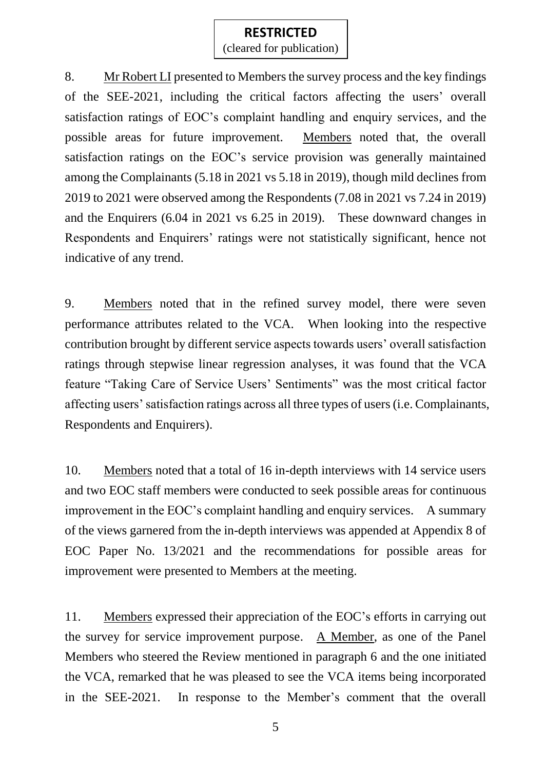**RESTRICTED**
(cleared for publication)

8. Mr Robert LI presented to Members the survey process and the key findings of the SEE-2021, including the critical factors affecting the users' overall satisfaction ratings of EOC's complaint handling and enquiry services, and the possible areas for future improvement. Members noted that, the overall satisfaction ratings on the EOC's service provision was generally maintained among the Complainants (5.18 in 2021 vs 5.18 in 2019), though mild declines from 2019 to 2021 were observed among the Respondents (7.08 in 2021 vs 7.24 in 2019) and the Enquirers (6.04 in 2021 vs 6.25 in 2019). These downward changes in Respondents and Enquirers' ratings were not statistically significant, hence not indicative of any trend.

9. Members noted that in the refined survey model, there were seven performance attributes related to the VCA. When looking into the respective contribution brought by different service aspects towards users' overall satisfaction ratings through stepwise linear regression analyses, it was found that the VCA feature "Taking Care of Service Users' Sentiments" was the most critical factor affecting users' satisfaction ratings across all three types of users (i.e. Complainants, Respondents and Enquirers).

10. Members noted that a total of 16 in-depth interviews with 14 service users and two EOC staff members were conducted to seek possible areas for continuous improvement in the EOC's complaint handling and enquiry services. A summary of the views garnered from the in-depth interviews was appended at Appendix 8 of EOC Paper No. 13/2021 and the recommendations for possible areas for improvement were presented to Members at the meeting.

11. Members expressed their appreciation of the EOC's efforts in carrying out the survey for service improvement purpose. A Member, as one of the Panel Members who steered the Review mentioned in paragraph 6 and the one initiated the VCA, remarked that he was pleased to see the VCA items being incorporated in the SEE-2021. In response to the Member's comment that the overall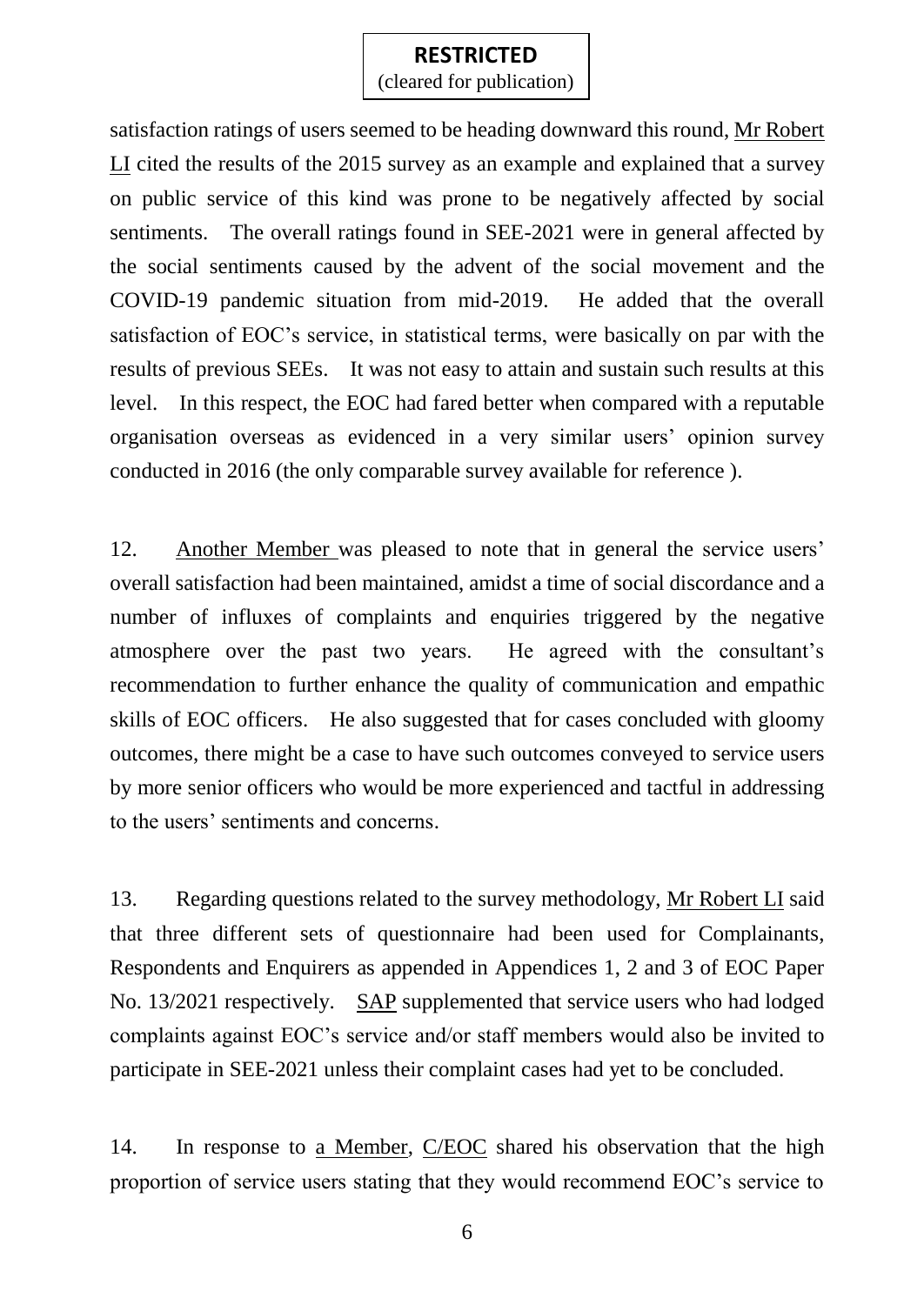satisfaction ratings of users seemed to be heading downward this round, Mr Robert LI cited the results of the 2015 survey as an example and explained that a survey on public service of this kind was prone to be negatively affected by social sentiments. The overall ratings found in SEE-2021 were in general affected by the social sentiments caused by the advent of the social movement and the COVID-19 pandemic situation from mid-2019. He added that the overall satisfaction of EOC's service, in statistical terms, were basically on par with the results of previous SEEs. It was not easy to attain and sustain such results at this level. In this respect, the EOC had fared better when compared with a reputable organisation overseas as evidenced in a very similar users' opinion survey conducted in 2016 (the only comparable survey available for reference ).

12. Another Member was pleased to note that in general the service users' overall satisfaction had been maintained, amidst a time of social discordance and a number of influxes of complaints and enquiries triggered by the negative atmosphere over the past two years. He agreed with the consultant's recommendation to further enhance the quality of communication and empathic skills of EOC officers. He also suggested that for cases concluded with gloomy outcomes, there might be a case to have such outcomes conveyed to service users by more senior officers who would be more experienced and tactful in addressing to the users' sentiments and concerns.

13. Regarding questions related to the survey methodology, Mr Robert LI said that three different sets of questionnaire had been used for Complainants, Respondents and Enquirers as appended in Appendices 1, 2 and 3 of EOC Paper No. 13/2021 respectively. SAP supplemented that service users who had lodged complaints against EOC's service and/or staff members would also be invited to participate in SEE-2021 unless their complaint cases had yet to be concluded.

14. In response to a Member, C/EOC shared his observation that the high proportion of service users stating that they would recommend EOC's service to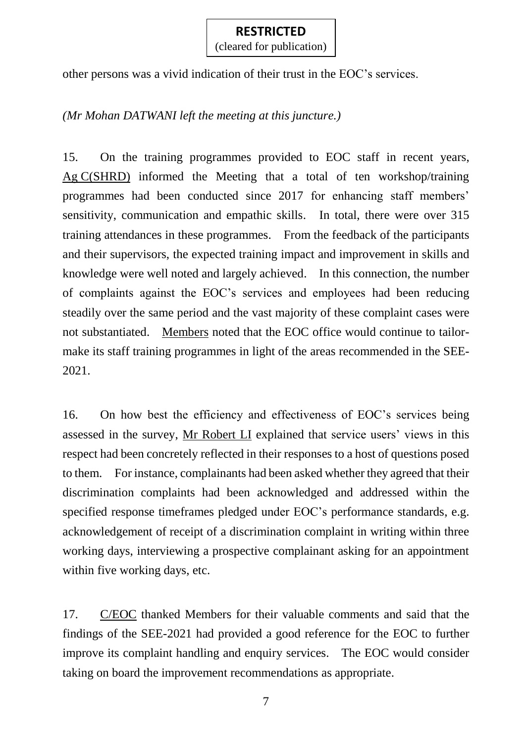other persons was a vivid indication of their trust in the EOC's services.

*(Mr Mohan DATWANI left the meeting at this juncture.)*

15. On the training programmes provided to EOC staff in recent years, Ag C(SHRD) informed the Meeting that a total of ten workshop/training programmes had been conducted since 2017 for enhancing staff members' sensitivity, communication and empathic skills. In total, there were over 315 training attendances in these programmes. From the feedback of the participants and their supervisors, the expected training impact and improvement in skills and knowledge were well noted and largely achieved. In this connection, the number of complaints against the EOC's services and employees had been reducing steadily over the same period and the vast majority of these complaint cases were not substantiated. Members noted that the EOC office would continue to tailor-make its staff training programmes in light of the areas recommended in the SEE-2021.

16. On how best the efficiency and effectiveness of EOC's services being assessed in the survey, Mr Robert LI explained that service users' views in this respect had been concretely reflected in their responses to a host of questions posed to them. For instance, complainants had been asked whether they agreed that their discrimination complaints had been acknowledged and addressed within the specified response timeframes pledged under EOC's performance standards, e.g. acknowledgement of receipt of a discrimination complaint in writing within three working days, interviewing a prospective complainant asking for an appointment within five working days, etc.

17. C/EOC thanked Members for their valuable comments and said that the findings of the SEE-2021 had provided a good reference for the EOC to further improve its complaint handling and enquiry services. The EOC would consider taking on board the improvement recommendations as appropriate.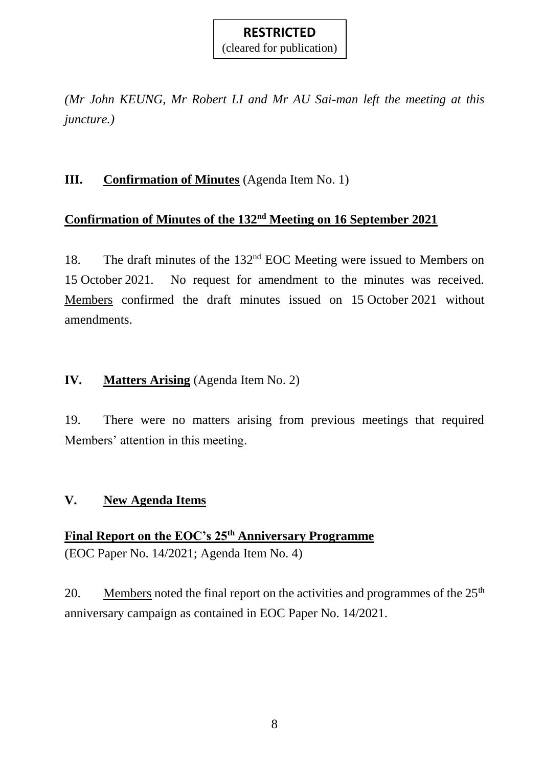*(Mr John KEUNG, Mr Robert LI and Mr AU Sai-man left the meeting at this juncture.)*

## III. **Confirmation of Minutes** (Agenda Item No. 1)

### Confirmation of Minutes of the 132nd Meeting on 16 September 2021

18. The draft minutes of the 132nd EOC Meeting were issued to Members on 15 October 2021. No request for amendment to the minutes was received. Members confirmed the draft minutes issued on 15 October 2021 without amendments.

## IV. **Matters Arising** (Agenda Item No. 2)

19. There were no matters arising from previous meetings that required Members' attention in this meeting.

## V. **New Agenda Items**

### Final Report on the EOC's 25th Anniversary Programme

(EOC Paper No. 14/2021; Agenda Item No. 4)

20. Members noted the final report on the activities and programmes of the 25th anniversary campaign as contained in EOC Paper No. 14/2021.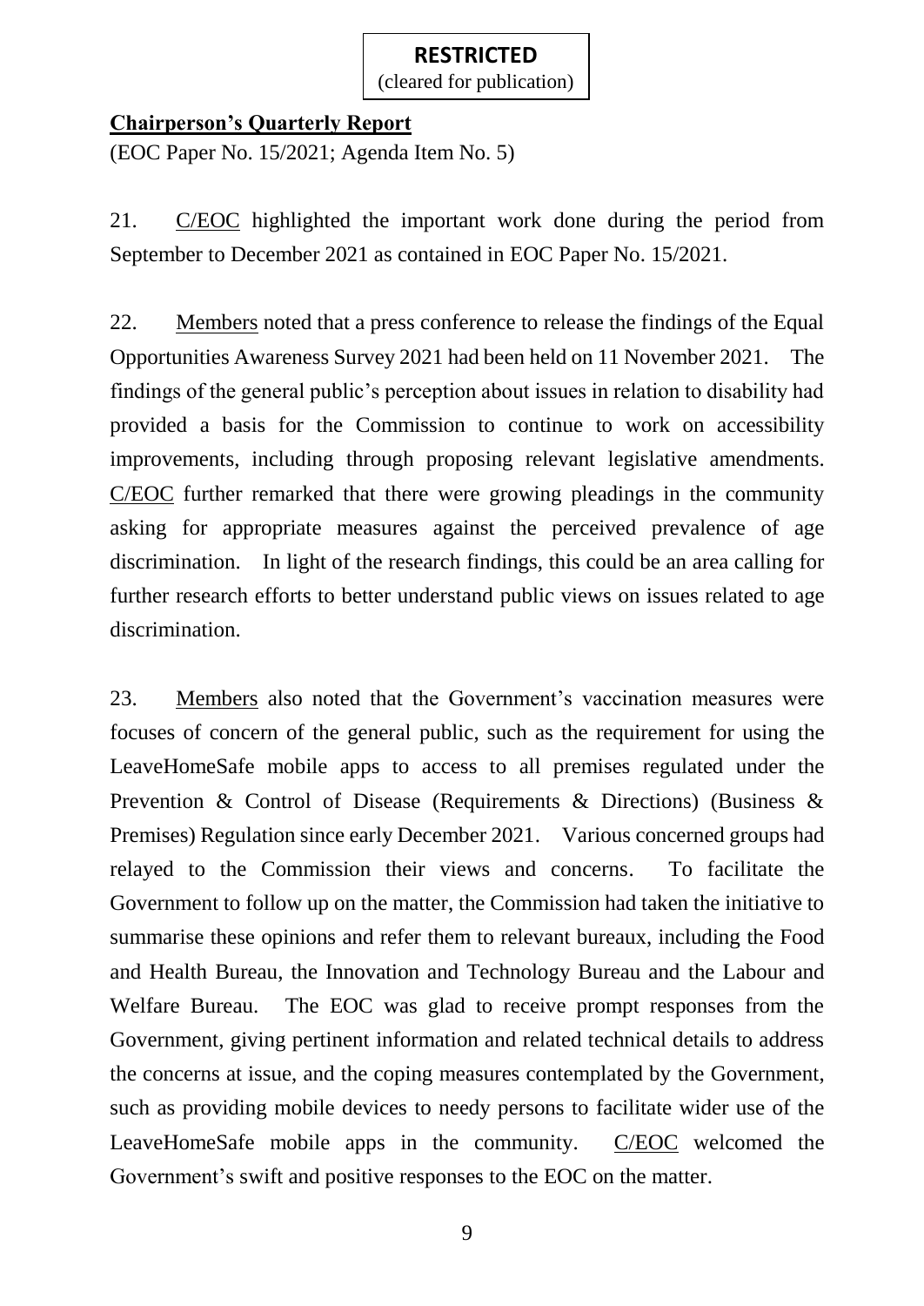**RESTRICTED**
(cleared for publication)

**Chairperson's Quarterly Report**

(EOC Paper No. 15/2021; Agenda Item No. 5)

21. C/EOC highlighted the important work done during the period from September to December 2021 as contained in EOC Paper No. 15/2021.

22. Members noted that a press conference to release the findings of the Equal Opportunities Awareness Survey 2021 had been held on 11 November 2021. The findings of the general public's perception about issues in relation to disability had provided a basis for the Commission to continue to work on accessibility improvements, including through proposing relevant legislative amendments. C/EOC further remarked that there were growing pleadings in the community asking for appropriate measures against the perceived prevalence of age discrimination. In light of the research findings, this could be an area calling for further research efforts to better understand public views on issues related to age discrimination.

23. Members also noted that the Government's vaccination measures were focuses of concern of the general public, such as the requirement for using the LeaveHomeSafe mobile apps to access to all premises regulated under the Prevention & Control of Disease (Requirements & Directions) (Business & Premises) Regulation since early December 2021. Various concerned groups had relayed to the Commission their views and concerns. To facilitate the Government to follow up on the matter, the Commission had taken the initiative to summarise these opinions and refer them to relevant bureaux, including the Food and Health Bureau, the Innovation and Technology Bureau and the Labour and Welfare Bureau. The EOC was glad to receive prompt responses from the Government, giving pertinent information and related technical details to address the concerns at issue, and the coping measures contemplated by the Government, such as providing mobile devices to needy persons to facilitate wider use of the LeaveHomeSafe mobile apps in the community. C/EOC welcomed the Government's swift and positive responses to the EOC on the matter.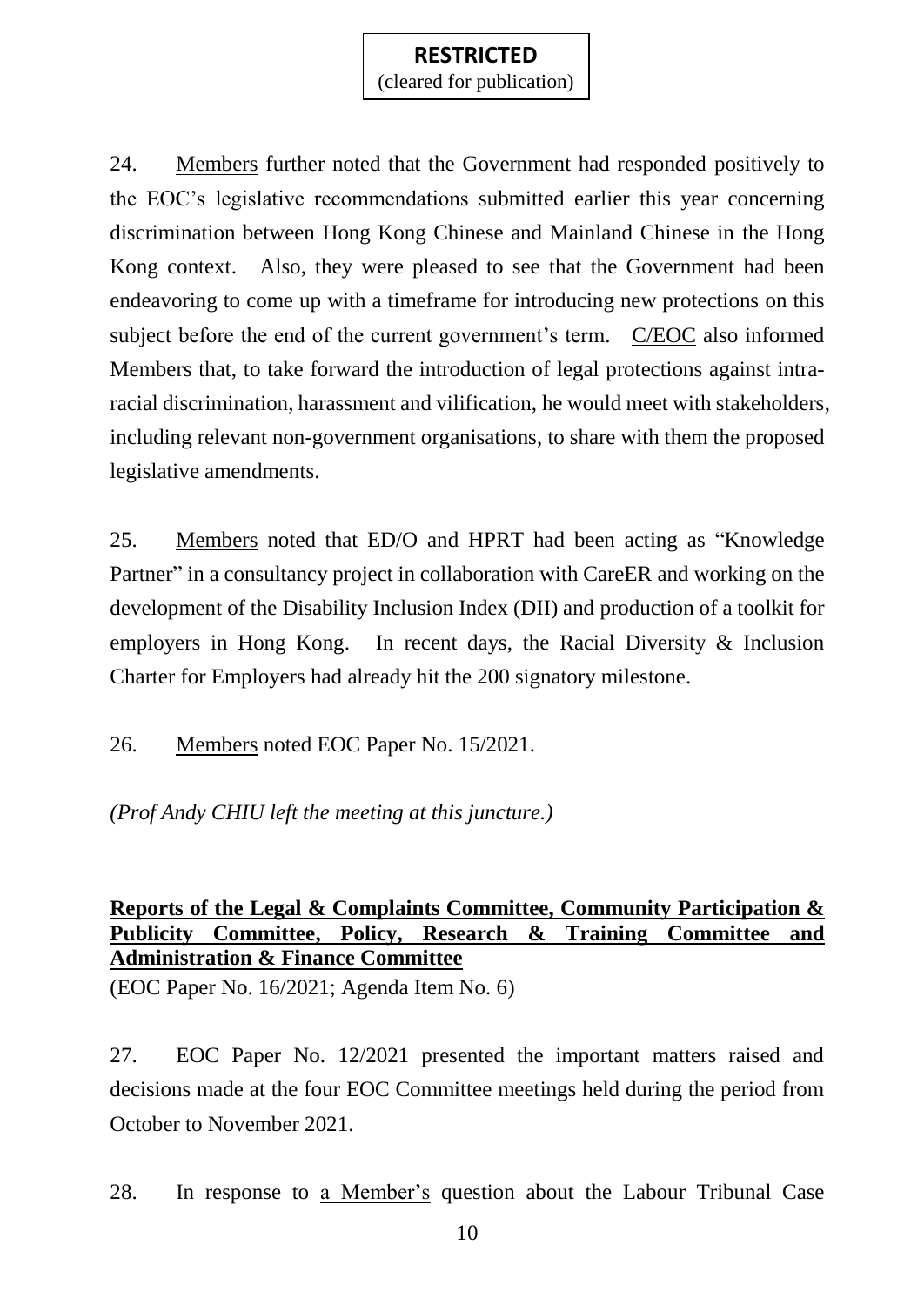24. Members further noted that the Government had responded positively to the EOC's legislative recommendations submitted earlier this year concerning discrimination between Hong Kong Chinese and Mainland Chinese in the Hong Kong context. Also, they were pleased to see that the Government had been endeavoring to come up with a timeframe for introducing new protections on this subject before the end of the current government's term. C/EOC also informed Members that, to take forward the introduction of legal protections against intra-racial discrimination, harassment and vilification, he would meet with stakeholders, including relevant non-government organisations, to share with them the proposed legislative amendments.

25. Members noted that ED/O and HPRT had been acting as "Knowledge Partner" in a consultancy project in collaboration with CareER and working on the development of the Disability Inclusion Index (DII) and production of a toolkit for employers in Hong Kong. In recent days, the Racial Diversity & Inclusion Charter for Employers had already hit the 200 signatory milestone.

26. Members noted EOC Paper No. 15/2021.

*(Prof Andy CHIU left the meeting at this juncture.)*

**Reports of the Legal & Complaints Committee, Community Participation & Publicity Committee, Policy, Research & Training Committee and Administration & Finance Committee**

(EOC Paper No. 16/2021; Agenda Item No. 6)

27. EOC Paper No. 12/2021 presented the important matters raised and decisions made at the four EOC Committee meetings held during the period from October to November 2021.

28. In response to a Member's question about the Labour Tribunal Case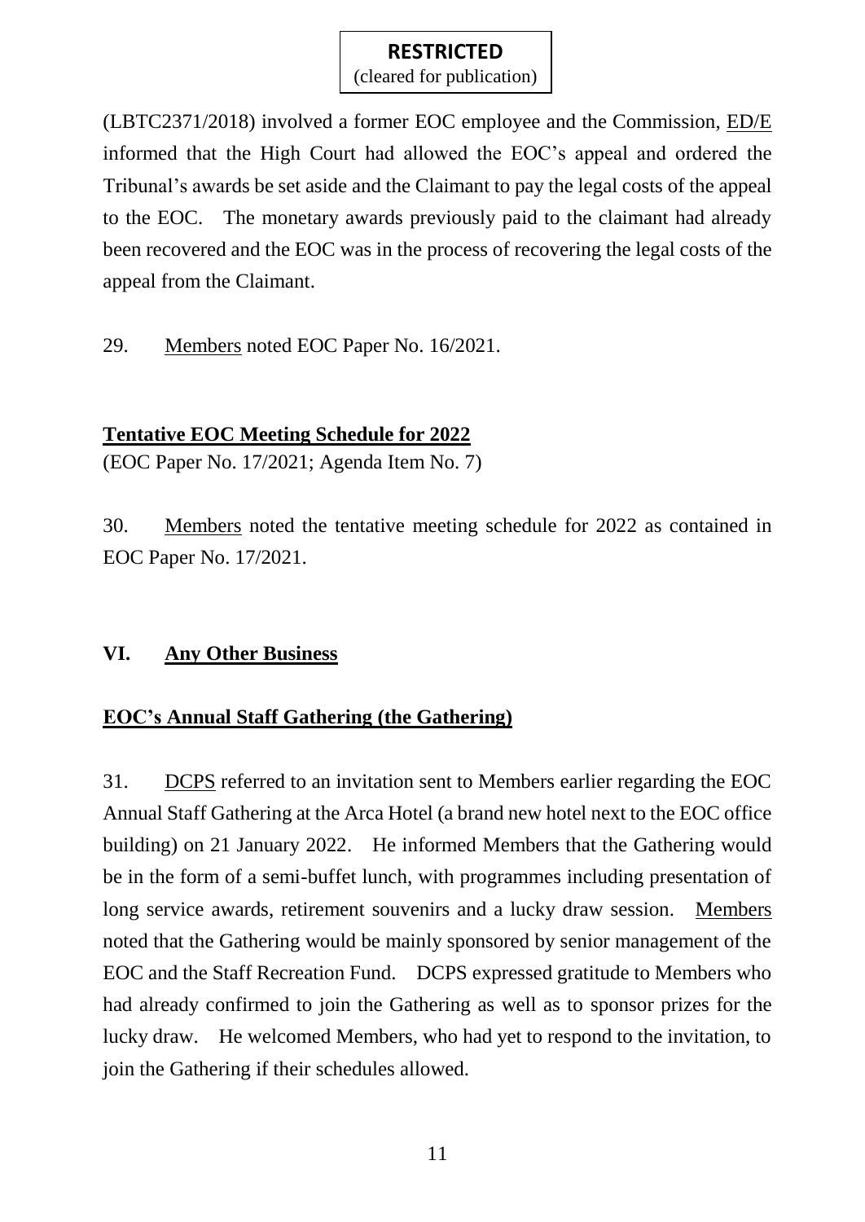(LBTC2371/2018) involved a former EOC employee and the Commission, ED/E informed that the High Court had allowed the EOC's appeal and ordered the Tribunal's awards be set aside and the Claimant to pay the legal costs of the appeal to the EOC. The monetary awards previously paid to the claimant had already been recovered and the EOC was in the process of recovering the legal costs of the appeal from the Claimant.

29. Members noted EOC Paper No. 16/2021.

**Tentative EOC Meeting Schedule for 2022**

(EOC Paper No. 17/2021; Agenda Item No. 7)

30. Members noted the tentative meeting schedule for 2022 as contained in EOC Paper No. 17/2021.

## VI. Any Other Business

**EOC's Annual Staff Gathering (the Gathering)**

31. DCPS referred to an invitation sent to Members earlier regarding the EOC Annual Staff Gathering at the Arca Hotel (a brand new hotel next to the EOC office building) on 21 January 2022. He informed Members that the Gathering would be in the form of a semi-buffet lunch, with programmes including presentation of long service awards, retirement souvenirs and a lucky draw session. Members noted that the Gathering would be mainly sponsored by senior management of the EOC and the Staff Recreation Fund. DCPS expressed gratitude to Members who had already confirmed to join the Gathering as well as to sponsor prizes for the lucky draw. He welcomed Members, who had yet to respond to the invitation, to join the Gathering if their schedules allowed.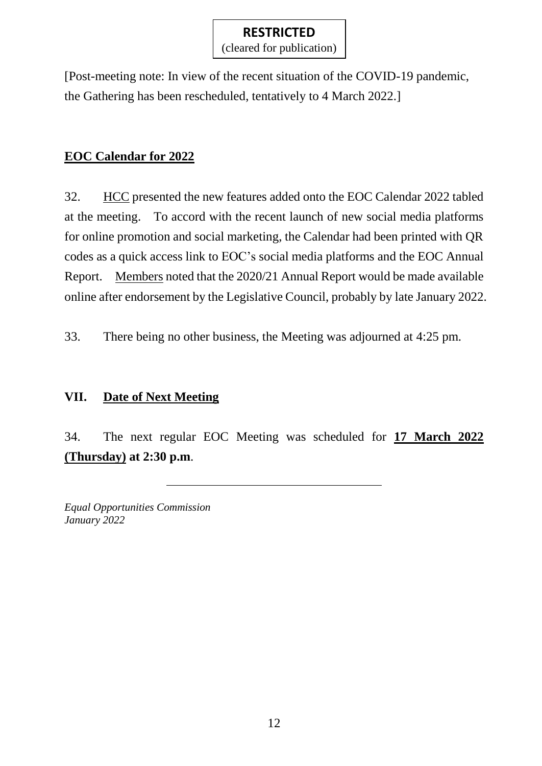[Post-meeting note: In view of the recent situation of the COVID-19 pandemic, the Gathering has been rescheduled, tentatively to 4 March 2022.]

## EOC Calendar for 2022

32. HCC presented the new features added onto the EOC Calendar 2022 tabled at the meeting. To accord with the recent launch of new social media platforms for online promotion and social marketing, the Calendar had been printed with QR codes as a quick access link to EOC's social media platforms and the EOC Annual Report. Members noted that the 2020/21 Annual Report would be made available online after endorsement by the Legislative Council, probably by late January 2022.

33. There being no other business, the Meeting was adjourned at 4:25 pm.

## VII. Date of Next Meeting

34. The next regular EOC Meeting was scheduled for **17 March 2022 (Thursday) at 2:30 p.m**.

---

*Equal Opportunities Commission*
*January 2022*